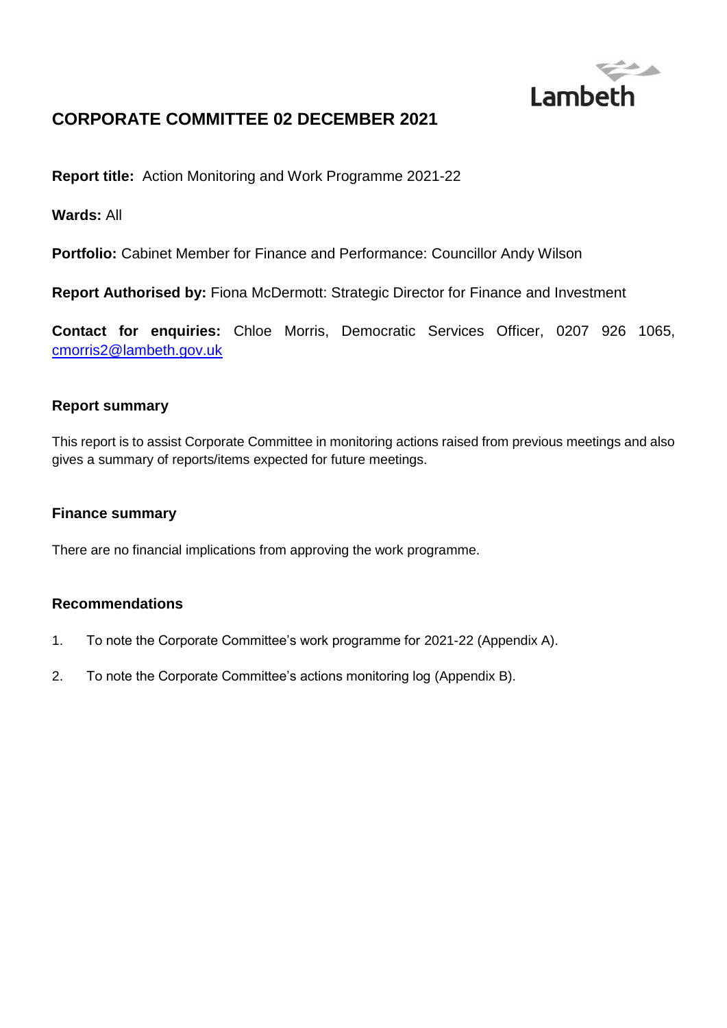Lambeth

# CORPORATE COMMITTEE 02 DECEMBER 2021

**Report title:** Action Monitoring and Work Programme 2021-22

**Wards:** All

**Portfolio:** Cabinet Member for Finance and Performance: Councillor Andy Wilson

**Report Authorised by:** Fiona McDermott: Strategic Director for Finance and Investment

**Contact for enquiries:** Chloe Morris, Democratic Services Officer, 0207 926 1065, cmorris2@lambeth.gov.uk

## Report summary

This report is to assist Corporate Committee in monitoring actions raised from previous meetings and also gives a summary of reports/items expected for future meetings.

## Finance summary

There are no financial implications from approving the work programme.

## Recommendations

1. To note the Corporate Committee's work programme for 2021-22 (Appendix A).
2. To note the Corporate Committee's actions monitoring log (Appendix B).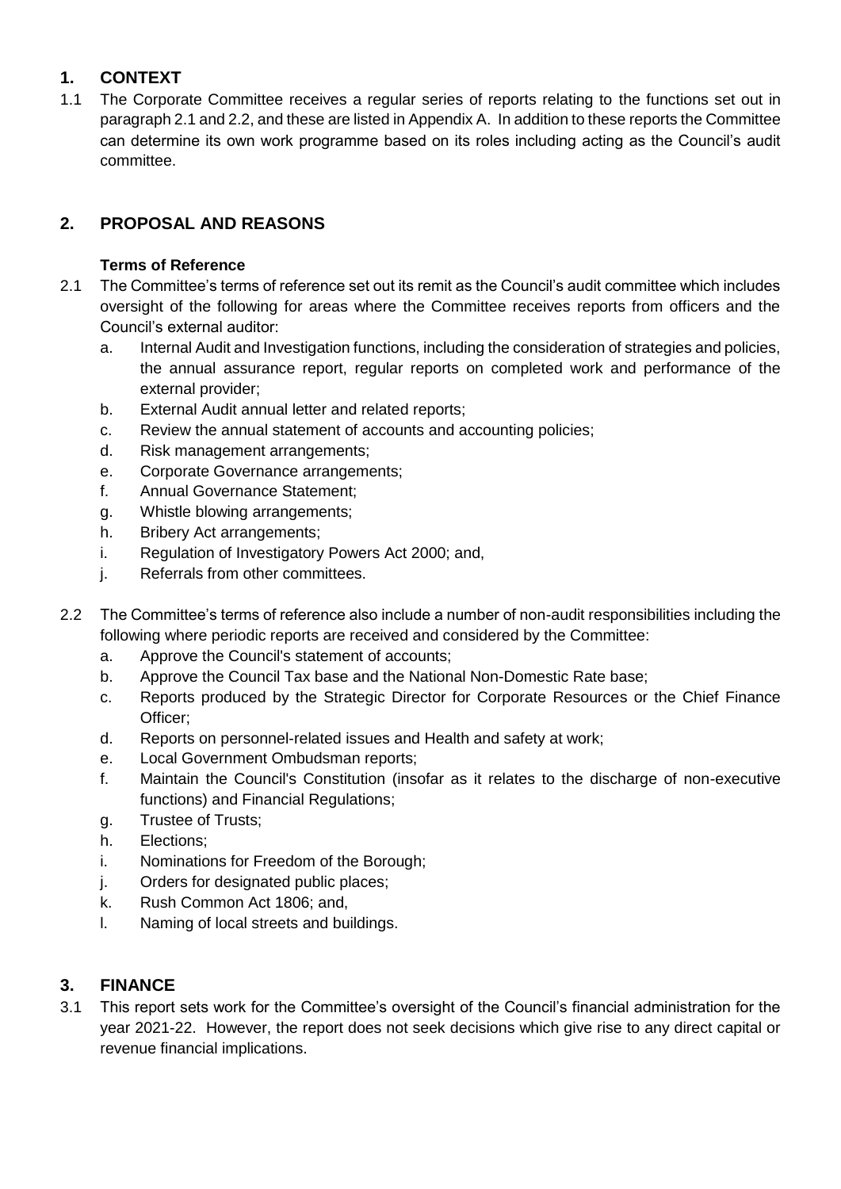## 1. CONTEXT

1.1 The Corporate Committee receives a regular series of reports relating to the functions set out in paragraph 2.1 and 2.2, and these are listed in Appendix A. In addition to these reports the Committee can determine its own work programme based on its roles including acting as the Council's audit committee.

## 2. PROPOSAL AND REASONS

**Terms of Reference**

2.1 The Committee's terms of reference set out its remit as the Council's audit committee which includes oversight of the following for areas where the Committee receives reports from officers and the Council's external auditor:

a. Internal Audit and Investigation functions, including the consideration of strategies and policies, the annual assurance report, regular reports on completed work and performance of the external provider;
b. External Audit annual letter and related reports;
c. Review the annual statement of accounts and accounting policies;
d. Risk management arrangements;
e. Corporate Governance arrangements;
f. Annual Governance Statement;
g. Whistle blowing arrangements;
h. Bribery Act arrangements;
i. Regulation of Investigatory Powers Act 2000; and,
j. Referrals from other committees.

2.2 The Committee's terms of reference also include a number of non-audit responsibilities including the following where periodic reports are received and considered by the Committee:

a. Approve the Council's statement of accounts;
b. Approve the Council Tax base and the National Non-Domestic Rate base;
c. Reports produced by the Strategic Director for Corporate Resources or the Chief Finance Officer;
d. Reports on personnel-related issues and Health and safety at work;
e. Local Government Ombudsman reports;
f. Maintain the Council's Constitution (insofar as it relates to the discharge of non-executive functions) and Financial Regulations;
g. Trustee of Trusts;
h. Elections;
i. Nominations for Freedom of the Borough;
j. Orders for designated public places;
k. Rush Common Act 1806; and,
l. Naming of local streets and buildings.

## 3. FINANCE

3.1 This report sets work for the Committee's oversight of the Council's financial administration for the year 2021-22. However, the report does not seek decisions which give rise to any direct capital or revenue financial implications.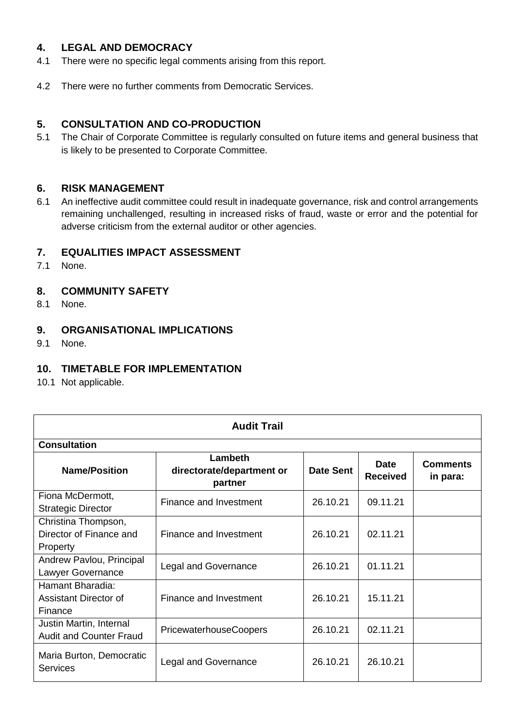## 4. LEGAL AND DEMOCRACY

4.1 There were no specific legal comments arising from this report.

4.2 There were no further comments from Democratic Services.

## 5. CONSULTATION AND CO-PRODUCTION

5.1 The Chair of Corporate Committee is regularly consulted on future items and general business that is likely to be presented to Corporate Committee.

## 6. RISK MANAGEMENT

6.1 An ineffective audit committee could result in inadequate governance, risk and control arrangements remaining unchallenged, resulting in increased risks of fraud, waste or error and the potential for adverse criticism from the external auditor or other agencies.

## 7. EQUALITIES IMPACT ASSESSMENT

7.1 None.

## 8. COMMUNITY SAFETY

8.1 None.

## 9. ORGANISATIONAL IMPLICATIONS

9.1 None.

## 10. TIMETABLE FOR IMPLEMENTATION

10.1 Not applicable.

| **Audit Trail** | | | | |
|---|---|---|---|---|
| **Consultation** | | | | |
| **Name/Position** | **Lambeth directorate/department or partner** | **Date Sent** | **Date Received** | **Comments in para:** |
| Fiona McDermott, Strategic Director | Finance and Investment | 26.10.21 | 09.11.21 | |
| Christina Thompson, Director of Finance and Property | Finance and Investment | 26.10.21 | 02.11.21 | |
| Andrew Pavlou, Principal Lawyer Governance | Legal and Governance | 26.10.21 | 01.11.21 | |
| Hamant Bharadia: Assistant Director of Finance | Finance and Investment | 26.10.21 | 15.11.21 | |
| Justin Martin, Internal Audit and Counter Fraud | PricewaterhouseCoopers | 26.10.21 | 02.11.21 | |
| Maria Burton, Democratic Services | Legal and Governance | 26.10.21 | 26.10.21 | |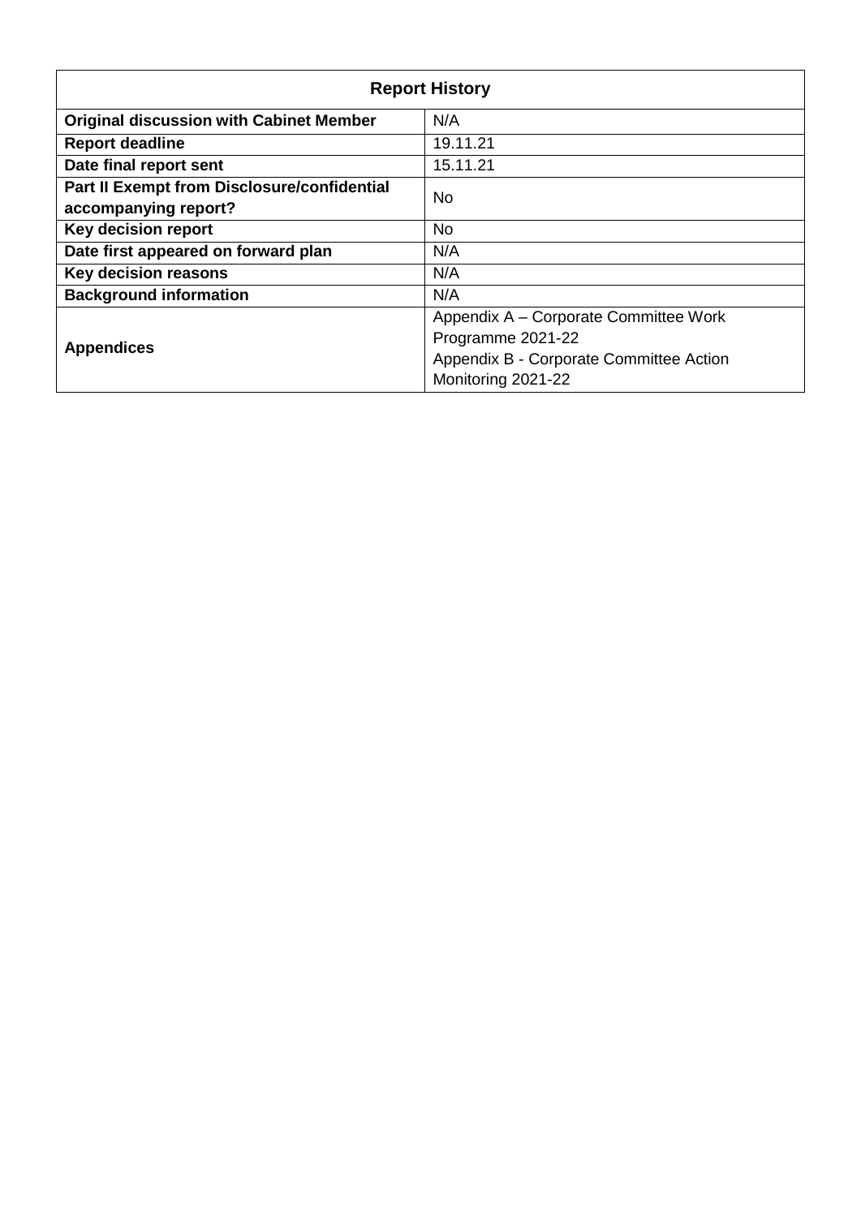| Report History | |
| --- | --- |
| **Original discussion with Cabinet Member** | N/A |
| **Report deadline** | 19.11.21 |
| **Date final report sent** | 15.11.21 |
| **Part II Exempt from Disclosure/confidential accompanying report?** | No |
| **Key decision report** | No |
| **Date first appeared on forward plan** | N/A |
| **Key decision reasons** | N/A |
| **Background information** | N/A |
| **Appendices** | Appendix A – Corporate Committee Work Programme 2021-22<br>Appendix B - Corporate Committee Action Monitoring 2021-22 |